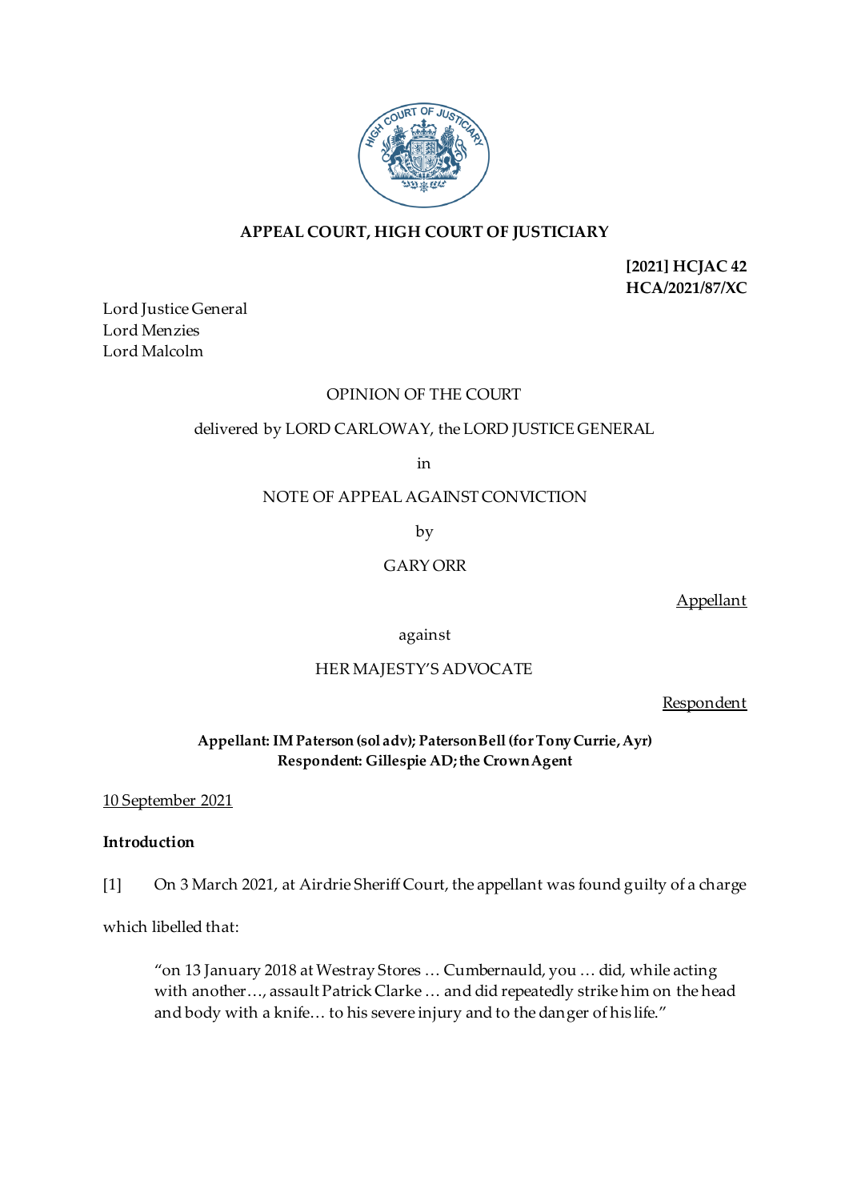**APPEAL COURT, HIGH COURT OF JUSTICIARY**

**[2021] HCJAC 42**
**HCA/2021/87/XC**

Lord Justice General
Lord Menzies
Lord Malcolm

OPINION OF THE COURT

delivered by LORD CARLOWAY, the LORD JUSTICE GENERAL

in

NOTE OF APPEAL AGAINST CONVICTION

by

GARY ORR

Appellant

against

HER MAJESTY'S ADVOCATE

Respondent

**Appellant: IM Paterson (sol adv); Paterson Bell (for Tony Currie, Ayr)**
**Respondent: Gillespie AD; the Crown Agent**

10 September 2021

**Introduction**

[1] On 3 March 2021, at Airdrie Sheriff Court, the appellant was found guilty of a charge which libelled that:

> "on 13 January 2018 at Westray Stores … Cumbernauld, you … did, while acting with another…, assault Patrick Clarke … and did repeatedly strike him on the head and body with a knife… to his severe injury and to the danger of his life."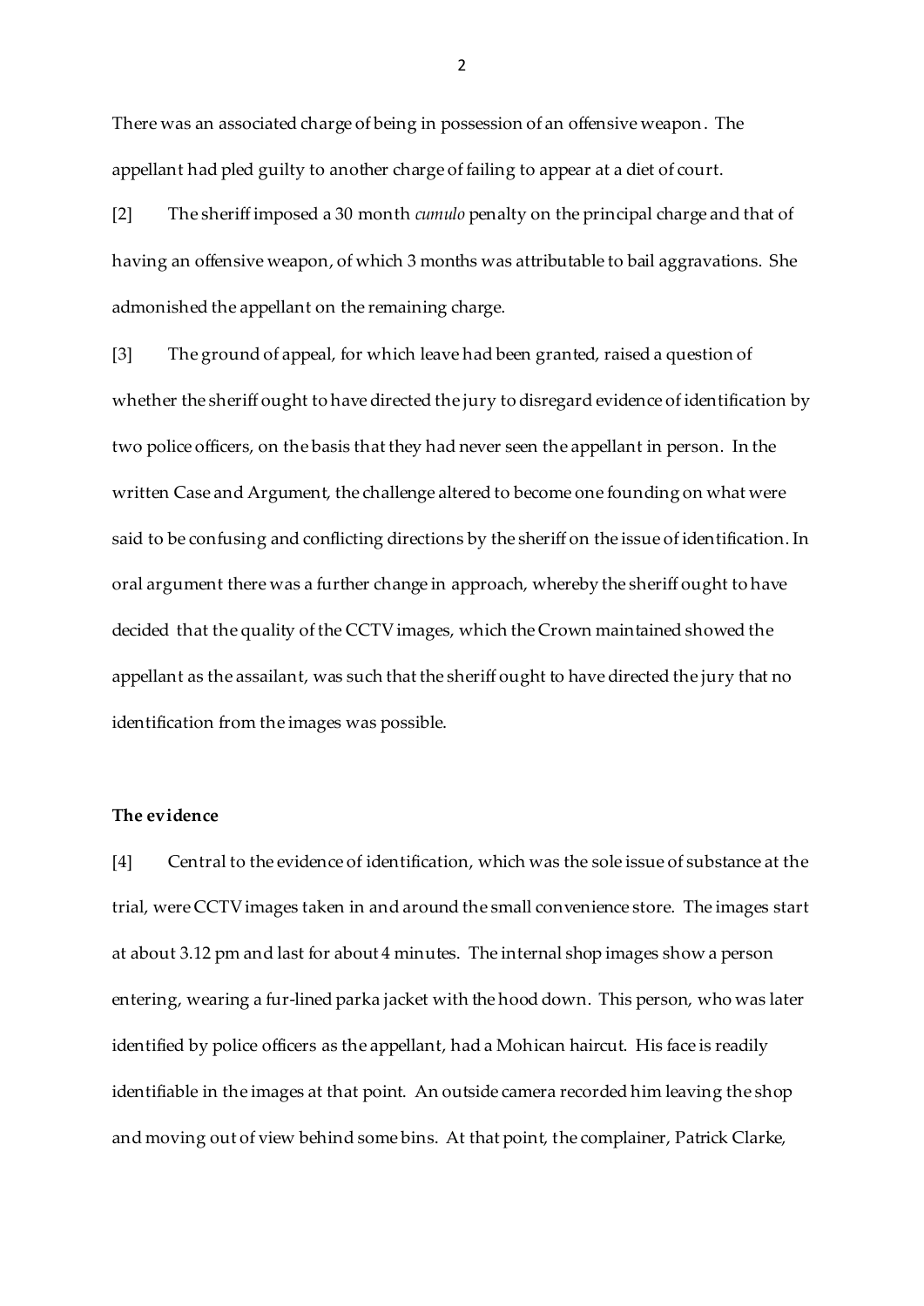There was an associated charge of being in possession of an offensive weapon. The appellant had pled guilty to another charge of failing to appear at a diet of court.

[2] The sheriff imposed a 30 month *cumulo* penalty on the principal charge and that of having an offensive weapon, of which 3 months was attributable to bail aggravations. She admonished the appellant on the remaining charge.

[3] The ground of appeal, for which leave had been granted, raised a question of whether the sheriff ought to have directed the jury to disregard evidence of identification by two police officers, on the basis that they had never seen the appellant in person. In the written Case and Argument, the challenge altered to become one founding on what were said to be confusing and conflicting directions by the sheriff on the issue of identification. In oral argument there was a further change in approach, whereby the sheriff ought to have decided that the quality of the CCTV images, which the Crown maintained showed the appellant as the assailant, was such that the sheriff ought to have directed the jury that no identification from the images was possible.

**The evidence**

[4] Central to the evidence of identification, which was the sole issue of substance at the trial, were CCTV images taken in and around the small convenience store. The images start at about 3.12 pm and last for about 4 minutes. The internal shop images show a person entering, wearing a fur-lined parka jacket with the hood down. This person, who was later identified by police officers as the appellant, had a Mohican haircut. His face is readily identifiable in the images at that point. An outside camera recorded him leaving the shop and moving out of view behind some bins. At that point, the complainer, Patrick Clarke,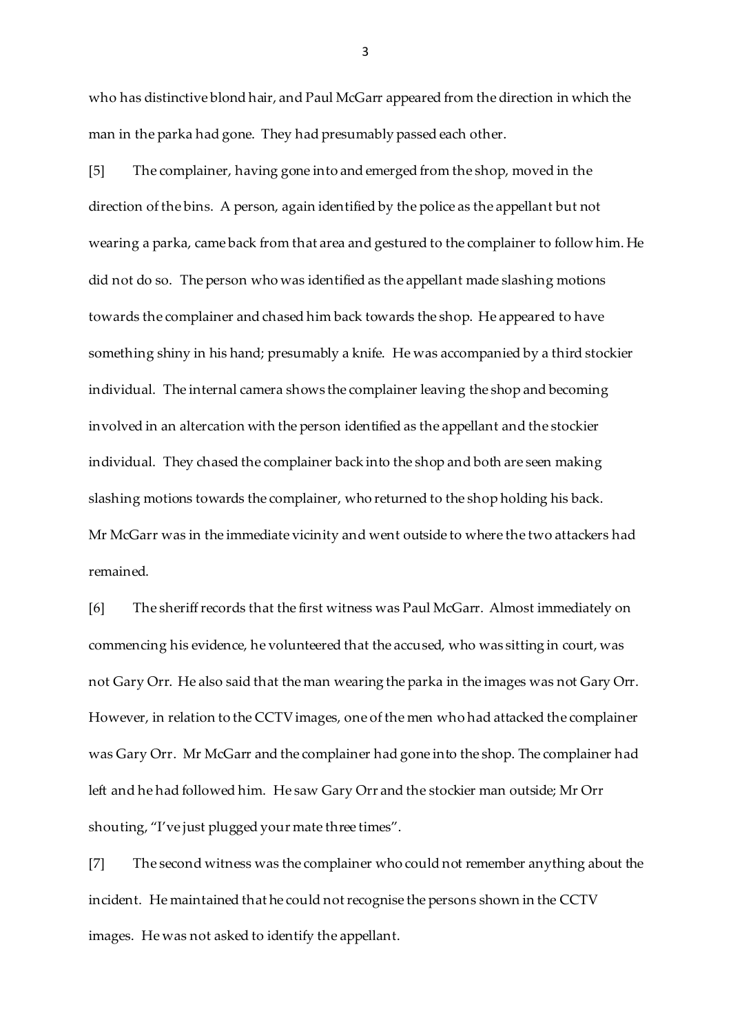who has distinctive blond hair, and Paul McGarr appeared from the direction in which the man in the parka had gone. They had presumably passed each other.

[5] The complainer, having gone into and emerged from the shop, moved in the direction of the bins. A person, again identified by the police as the appellant but not wearing a parka, came back from that area and gestured to the complainer to follow him. He did not do so. The person who was identified as the appellant made slashing motions towards the complainer and chased him back towards the shop. He appeared to have something shiny in his hand; presumably a knife. He was accompanied by a third stockier individual. The internal camera shows the complainer leaving the shop and becoming involved in an altercation with the person identified as the appellant and the stockier individual. They chased the complainer back into the shop and both are seen making slashing motions towards the complainer, who returned to the shop holding his back. Mr McGarr was in the immediate vicinity and went outside to where the two attackers had remained.

[6] The sheriff records that the first witness was Paul McGarr. Almost immediately on commencing his evidence, he volunteered that the accused, who was sitting in court, was not Gary Orr. He also said that the man wearing the parka in the images was not Gary Orr. However, in relation to the CCTV images, one of the men who had attacked the complainer was Gary Orr. Mr McGarr and the complainer had gone into the shop. The complainer had left and he had followed him. He saw Gary Orr and the stockier man outside; Mr Orr shouting, "I've just plugged your mate three times".

[7] The second witness was the complainer who could not remember anything about the incident. He maintained that he could not recognise the persons shown in the CCTV images. He was not asked to identify the appellant.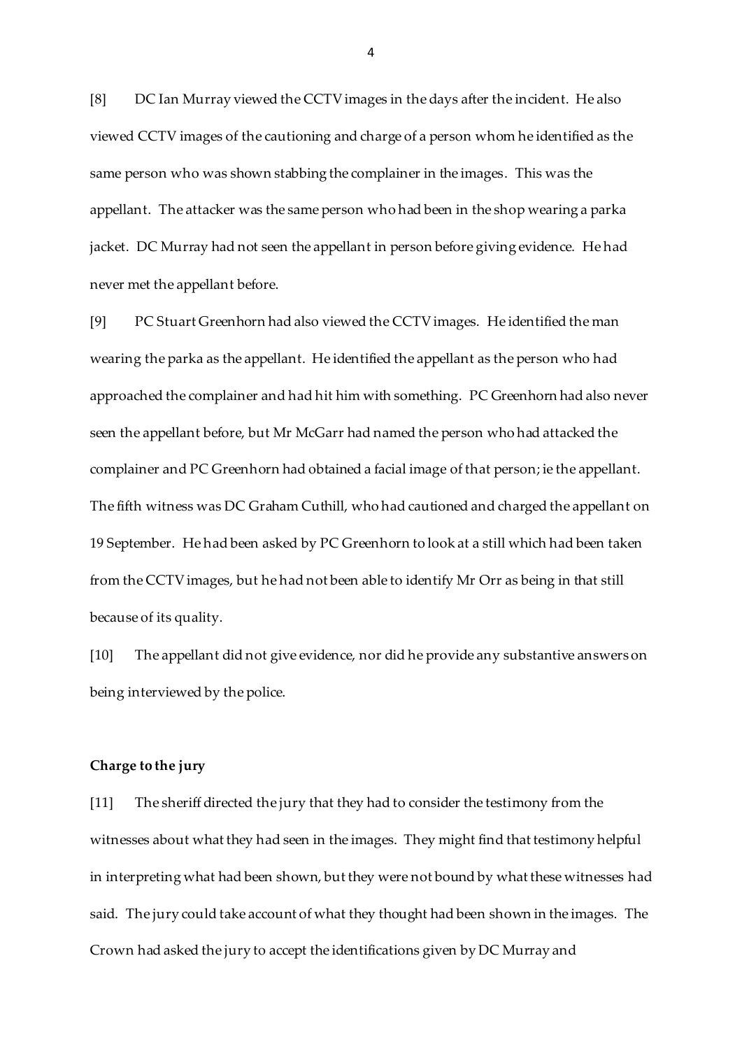[8] DC Ian Murray viewed the CCTV images in the days after the incident. He also viewed CCTV images of the cautioning and charge of a person whom he identified as the same person who was shown stabbing the complainer in the images. This was the appellant. The attacker was the same person who had been in the shop wearing a parka jacket. DC Murray had not seen the appellant in person before giving evidence. He had never met the appellant before.

[9] PC Stuart Greenhorn had also viewed the CCTV images. He identified the man wearing the parka as the appellant. He identified the appellant as the person who had approached the complainer and had hit him with something. PC Greenhorn had also never seen the appellant before, but Mr McGarr had named the person who had attacked the complainer and PC Greenhorn had obtained a facial image of that person; ie the appellant. The fifth witness was DC Graham Cuthill, who had cautioned and charged the appellant on 19 September. He had been asked by PC Greenhorn to look at a still which had been taken from the CCTV images, but he had not been able to identify Mr Orr as being in that still because of its quality.

[10] The appellant did not give evidence, nor did he provide any substantive answers on being interviewed by the police.

**Charge to the jury**

[11] The sheriff directed the jury that they had to consider the testimony from the witnesses about what they had seen in the images. They might find that testimony helpful in interpreting what had been shown, but they were not bound by what these witnesses had said. The jury could take account of what they thought had been shown in the images. The Crown had asked the jury to accept the identifications given by DC Murray and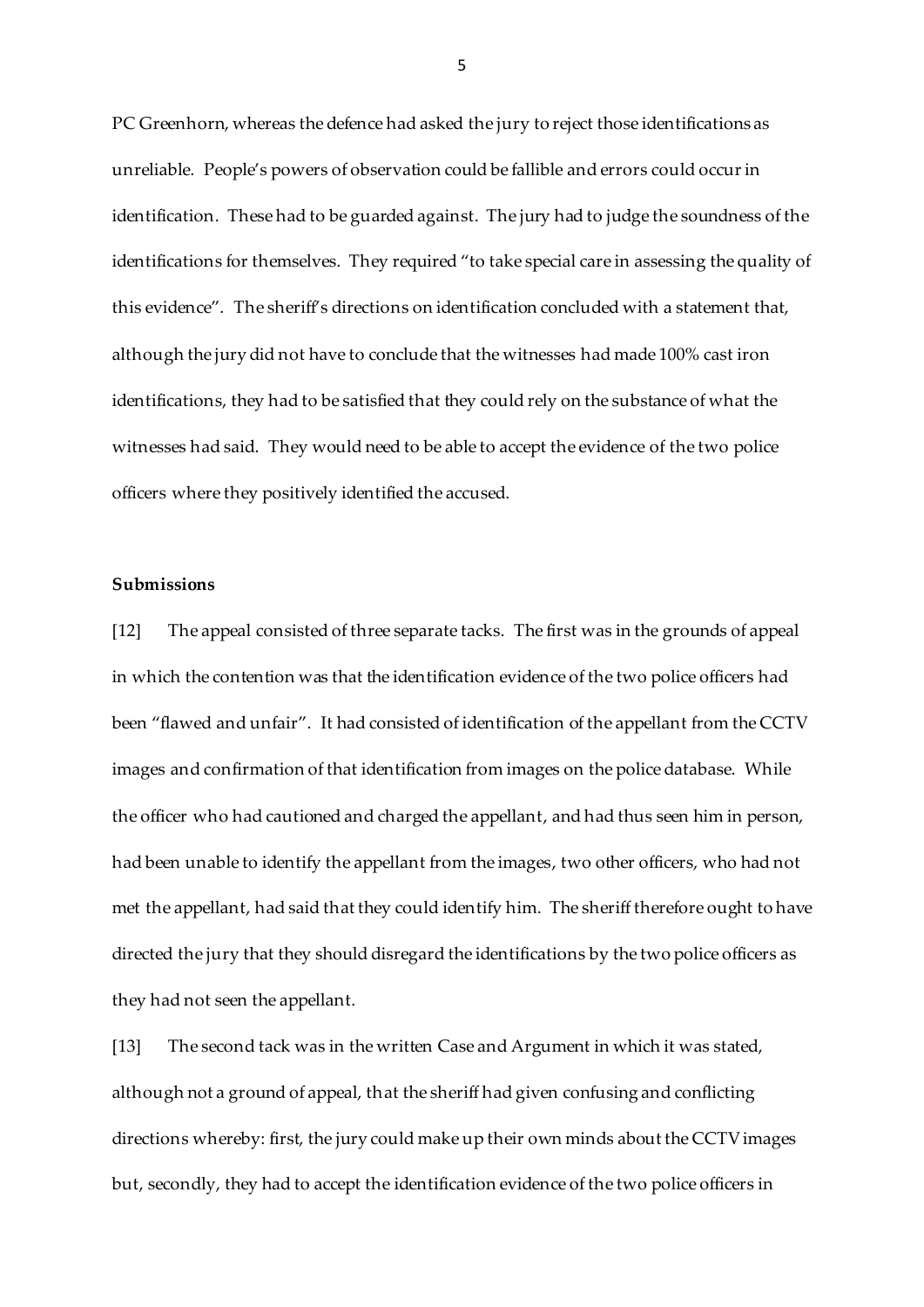PC Greenhorn, whereas the defence had asked the jury to reject those identifications as unreliable. People's powers of observation could be fallible and errors could occur in identification. These had to be guarded against. The jury had to judge the soundness of the identifications for themselves. They required "to take special care in assessing the quality of this evidence". The sheriff's directions on identification concluded with a statement that, although the jury did not have to conclude that the witnesses had made 100% cast iron identifications, they had to be satisfied that they could rely on the substance of what the witnesses had said. They would need to be able to accept the evidence of the two police officers where they positively identified the accused.

**Submissions**

[12] The appeal consisted of three separate tacks. The first was in the grounds of appeal in which the contention was that the identification evidence of the two police officers had been "flawed and unfair". It had consisted of identification of the appellant from the CCTV images and confirmation of that identification from images on the police database. While the officer who had cautioned and charged the appellant, and had thus seen him in person, had been unable to identify the appellant from the images, two other officers, who had not met the appellant, had said that they could identify him. The sheriff therefore ought to have directed the jury that they should disregard the identifications by the two police officers as they had not seen the appellant.

[13] The second tack was in the written Case and Argument in which it was stated, although not a ground of appeal, that the sheriff had given confusing and conflicting directions whereby: first, the jury could make up their own minds about the CCTV images but, secondly, they had to accept the identification evidence of the two police officers in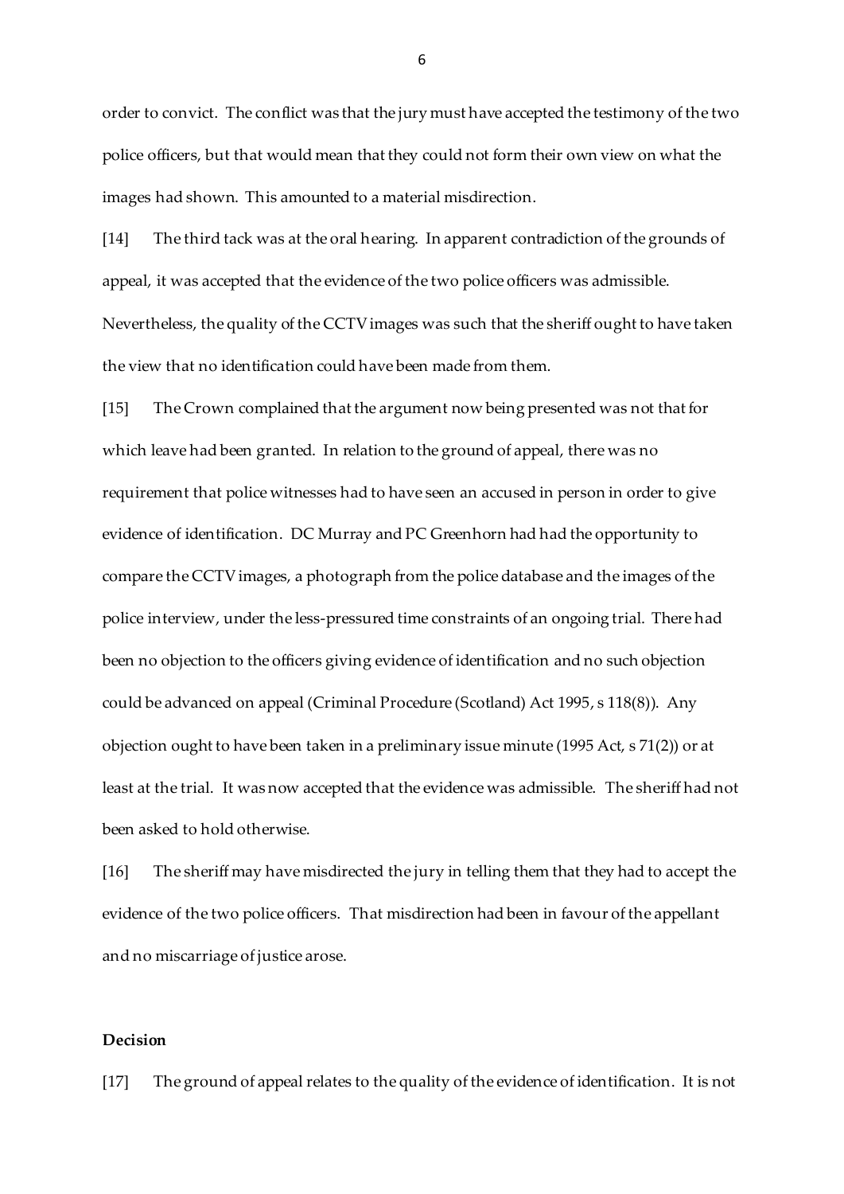order to convict. The conflict was that the jury must have accepted the testimony of the two police officers, but that would mean that they could not form their own view on what the images had shown. This amounted to a material misdirection.

[14] The third tack was at the oral hearing. In apparent contradiction of the grounds of appeal, it was accepted that the evidence of the two police officers was admissible. Nevertheless, the quality of the CCTV images was such that the sheriff ought to have taken the view that no identification could have been made from them.

[15] The Crown complained that the argument now being presented was not that for which leave had been granted. In relation to the ground of appeal, there was no requirement that police witnesses had to have seen an accused in person in order to give evidence of identification. DC Murray and PC Greenhorn had had the opportunity to compare the CCTV images, a photograph from the police database and the images of the police interview, under the less-pressured time constraints of an ongoing trial. There had been no objection to the officers giving evidence of identification and no such objection could be advanced on appeal (Criminal Procedure (Scotland) Act 1995, s 118(8)). Any objection ought to have been taken in a preliminary issue minute (1995 Act, s 71(2)) or at least at the trial. It was now accepted that the evidence was admissible. The sheriff had not been asked to hold otherwise.

[16] The sheriff may have misdirected the jury in telling them that they had to accept the evidence of the two police officers. That misdirection had been in favour of the appellant and no miscarriage of justice arose.

**Decision**

[17] The ground of appeal relates to the quality of the evidence of identification. It is not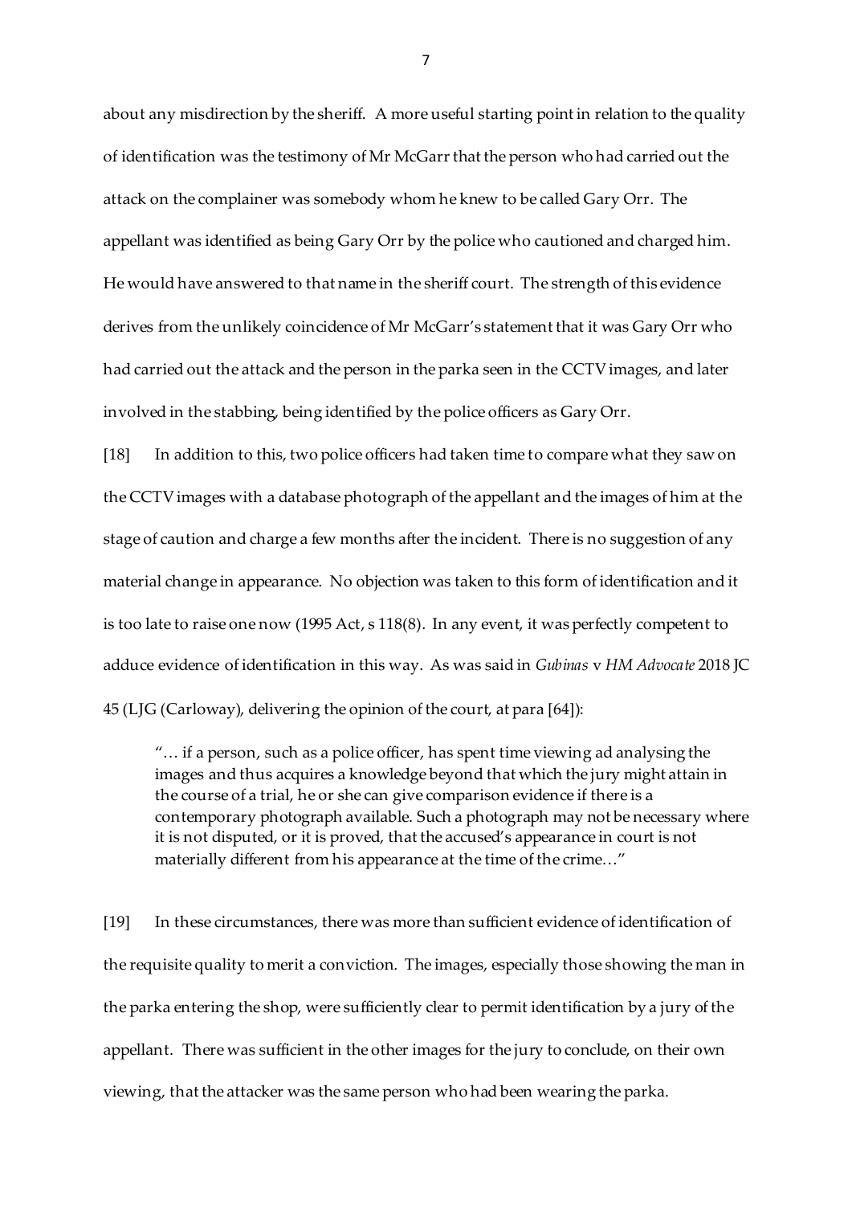about any misdirection by the sheriff. A more useful starting point in relation to the quality of identification was the testimony of Mr McGarr that the person who had carried out the attack on the complainer was somebody whom he knew to be called Gary Orr. The appellant was identified as being Gary Orr by the police who cautioned and charged him. He would have answered to that name in the sheriff court. The strength of this evidence derives from the unlikely coincidence of Mr McGarr's statement that it was Gary Orr who had carried out the attack and the person in the parka seen in the CCTV images, and later involved in the stabbing, being identified by the police officers as Gary Orr.

[18] In addition to this, two police officers had taken time to compare what they saw on the CCTV images with a database photograph of the appellant and the images of him at the stage of caution and charge a few months after the incident. There is no suggestion of any material change in appearance. No objection was taken to this form of identification and it is too late to raise one now (1995 Act, s 118(8). In any event, it was perfectly competent to adduce evidence of identification in this way. As was said in *Gubinas* v *HM Advocate* 2018 JC 45 (LJG (Carloway), delivering the opinion of the court, at para [64]):

> "… if a person, such as a police officer, has spent time viewing ad analysing the images and thus acquires a knowledge beyond that which the jury might attain in the course of a trial, he or she can give comparison evidence if there is a contemporary photograph available. Such a photograph may not be necessary where it is not disputed, or it is proved, that the accused's appearance in court is not materially different from his appearance at the time of the crime…"

[19] In these circumstances, there was more than sufficient evidence of identification of the requisite quality to merit a conviction. The images, especially those showing the man in the parka entering the shop, were sufficiently clear to permit identification by a jury of the appellant. There was sufficient in the other images for the jury to conclude, on their own viewing, that the attacker was the same person who had been wearing the parka.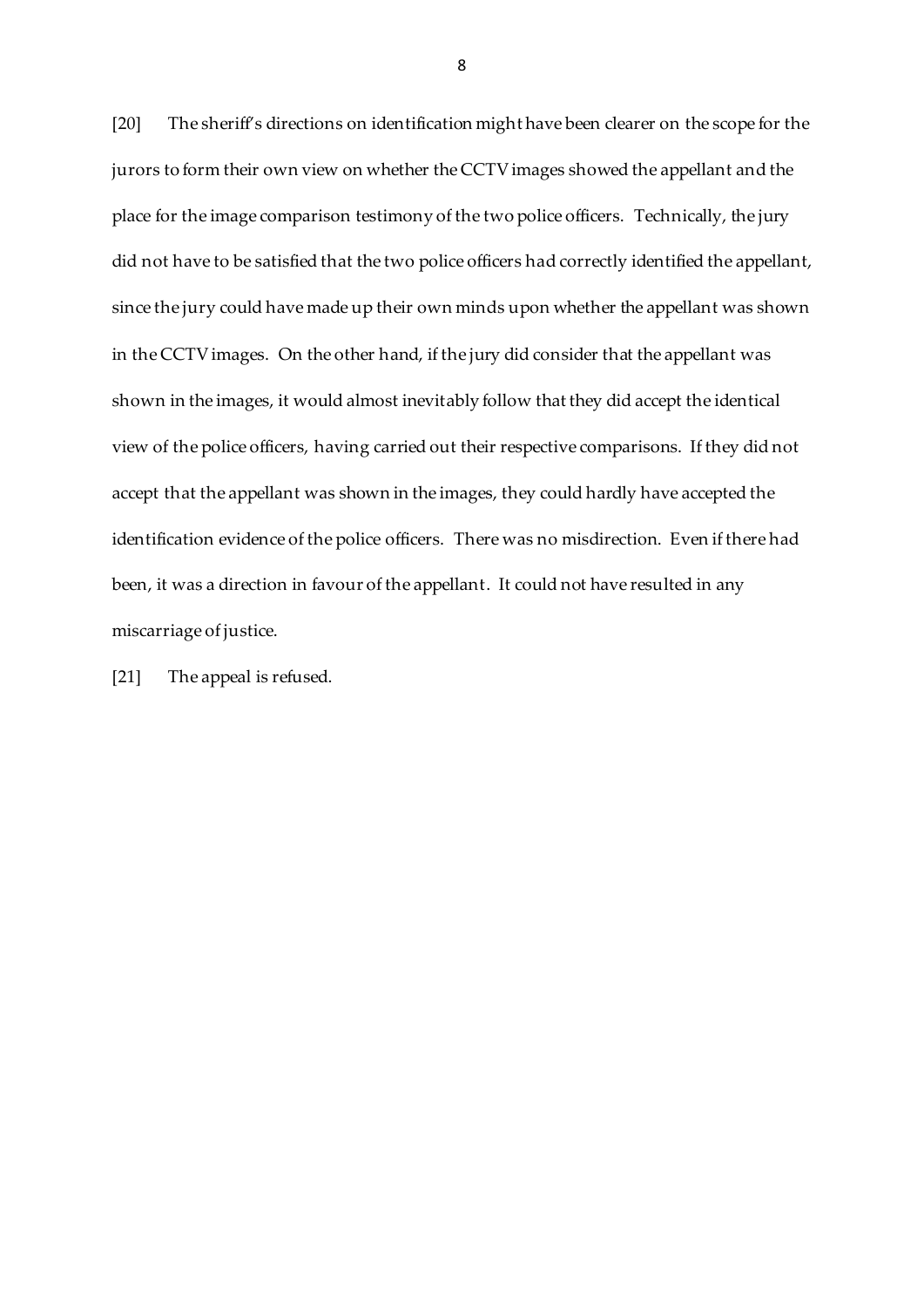[20] The sheriff's directions on identification might have been clearer on the scope for the jurors to form their own view on whether the CCTV images showed the appellant and the place for the image comparison testimony of the two police officers. Technically, the jury did not have to be satisfied that the two police officers had correctly identified the appellant, since the jury could have made up their own minds upon whether the appellant was shown in the CCTV images. On the other hand, if the jury did consider that the appellant was shown in the images, it would almost inevitably follow that they did accept the identical view of the police officers, having carried out their respective comparisons. If they did not accept that the appellant was shown in the images, they could hardly have accepted the identification evidence of the police officers. There was no misdirection. Even if there had been, it was a direction in favour of the appellant. It could not have resulted in any miscarriage of justice.

[21] The appeal is refused.